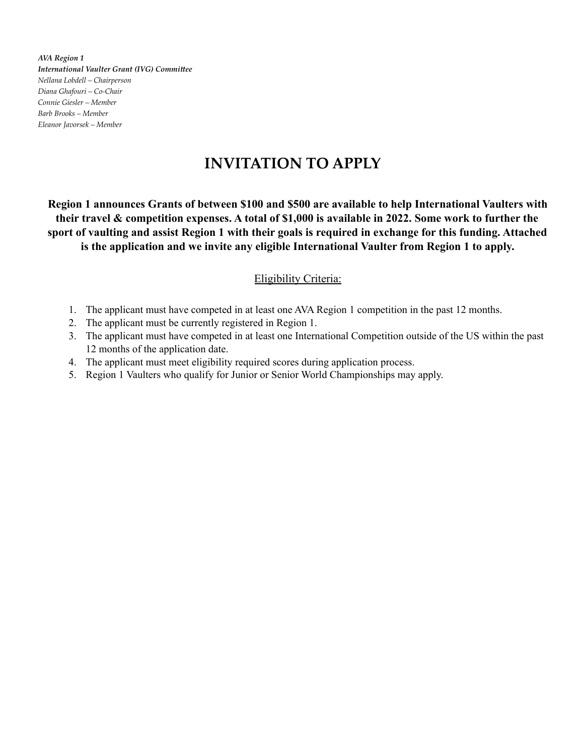***AVA Region 1***
***International Vaulter Grant (IVG) Committee***
*Nellana Lobdell – Chairperson*
*Diana Ghafouri – Co-Chair*
*Connie Giesler – Member*
*Barb Brooks – Member*
*Eleanor Javorsek – Member*

# INVITATION TO APPLY

**Region 1 announces Grants of between $100 and $500 are available to help International Vaulters with their travel & competition expenses. A total of $1,000 is available in 2022. Some work to further the sport of vaulting and assist Region 1 with their goals is required in exchange for this funding. Attached is the application and we invite any eligible International Vaulter from Region 1 to apply.**

## Eligibility Criteria:

1. The applicant must have competed in at least one AVA Region 1 competition in the past 12 months.
2. The applicant must be currently registered in Region 1.
3. The applicant must have competed in at least one International Competition outside of the US within the past 12 months of the application date.
4. The applicant must meet eligibility required scores during application process.
5. Region 1 Vaulters who qualify for Junior or Senior World Championships may apply.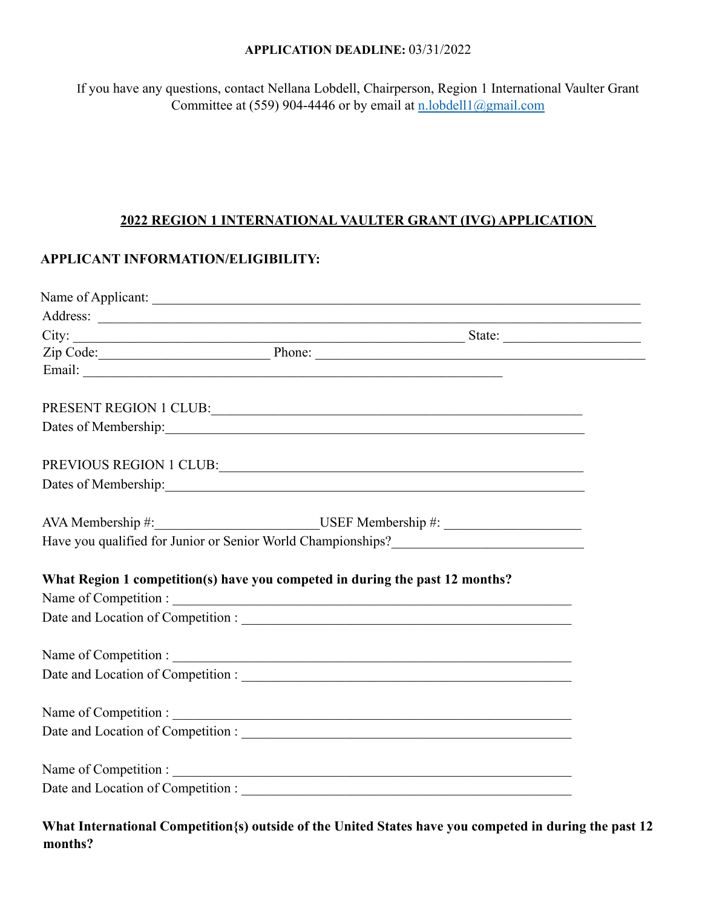**APPLICATION DEADLINE:** 03/31/2022

If you have any questions, contact Nellana Lobdell, Chairperson, Region 1 International Vaulter Grant Committee at (559) 904-4446 or by email at [n.lobdell1@gmail.com](mailto:n.lobdell1@gmail.com)

## 2022 REGION 1 INTERNATIONAL VAULTER GRANT (IVG) APPLICATION

### APPLICANT INFORMATION/ELIGIBILITY:

Name of Applicant: ____________________________________________________________

Address: ____________________________________________________________

City: __________________________________________________ State: ________________

Zip Code:______________________ Phone: __________________________________________

Email: ____________________________________________________

PRESENT REGION 1 CLUB:_______________________________________________

Dates of Membership:__________________________________________________

PREVIOUS REGION 1 CLUB:______________________________________________

Dates of Membership:__________________________________________________

AVA Membership #:____________________USEF Membership #: ________________

Have you qualified for Junior or Senior World Championships?______________________

**What Region 1 competition(s) have you competed in during the past 12 months?**

Name of Competition : ______________________________________________

Date and Location of Competition : ______________________________________

Name of Competition : ______________________________________________

Date and Location of Competition : ______________________________________

Name of Competition : ______________________________________________

Date and Location of Competition : ______________________________________

Name of Competition : ______________________________________________

Date and Location of Competition : ______________________________________

**What International Competition{s) outside of the United States have you competed in during the past 12 months?**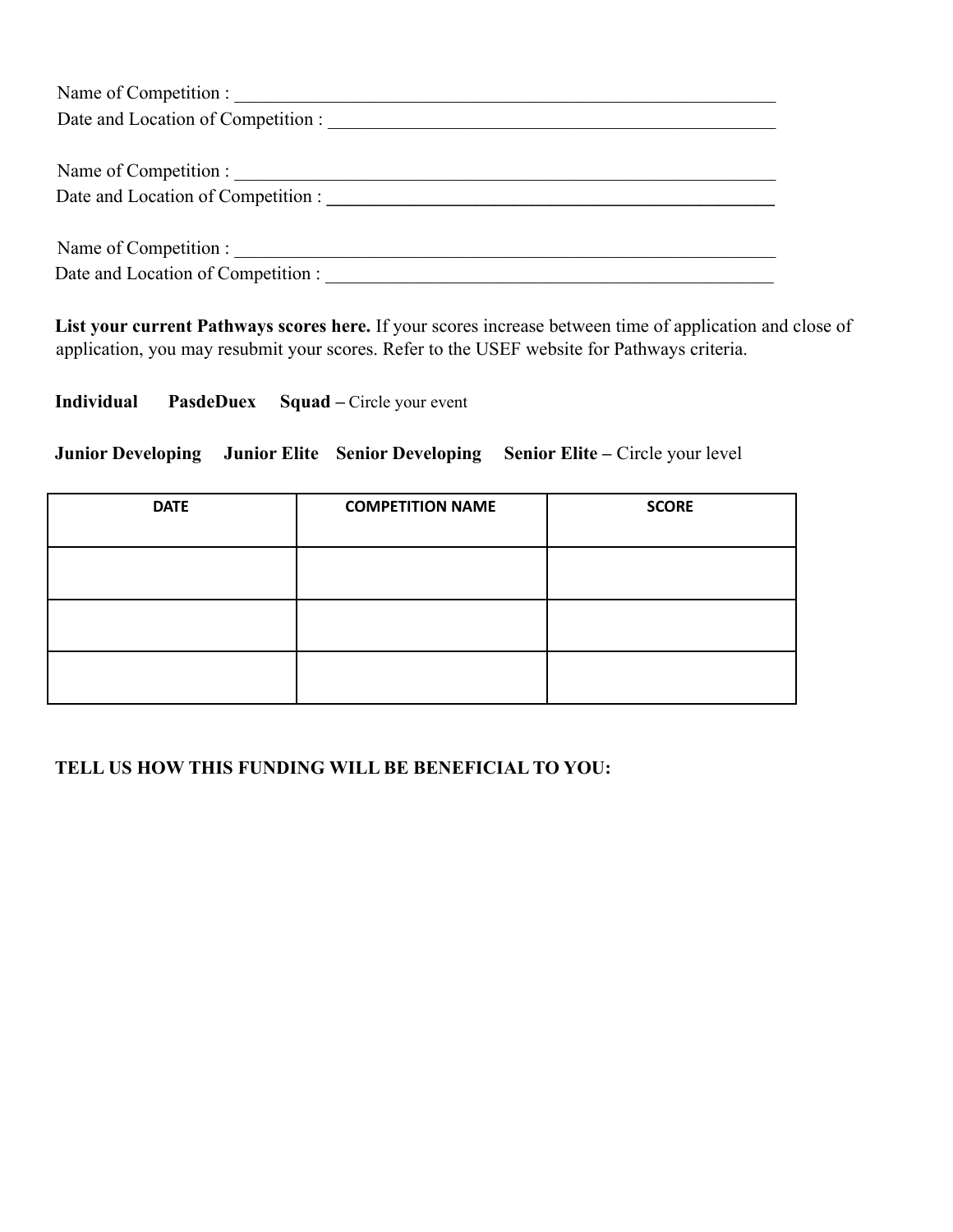Name of Competition : ____________________________________________________________
Date and Location of Competition : ______________________________________________

Name of Competition : ____________________________________________________________
Date and Location of Competition : ______________________________________________

Name of Competition : ____________________________________________________________
Date and Location of Competition : ______________________________________________

**List your current Pathways scores here.** If your scores increase between time of application and close of application, you may resubmit your scores. Refer to the USEF website for Pathways criteria.

**Individual** **PasdeDuex** **Squad –** Circle your event

**Junior Developing** **Junior Elite** **Senior Developing** **Senior Elite –** Circle your level

| DATE | COMPETITION NAME | SCORE |
|---|---|---|
| | | |
| | | |
| | | |

**TELL US HOW THIS FUNDING WILL BE BENEFICIAL TO YOU:**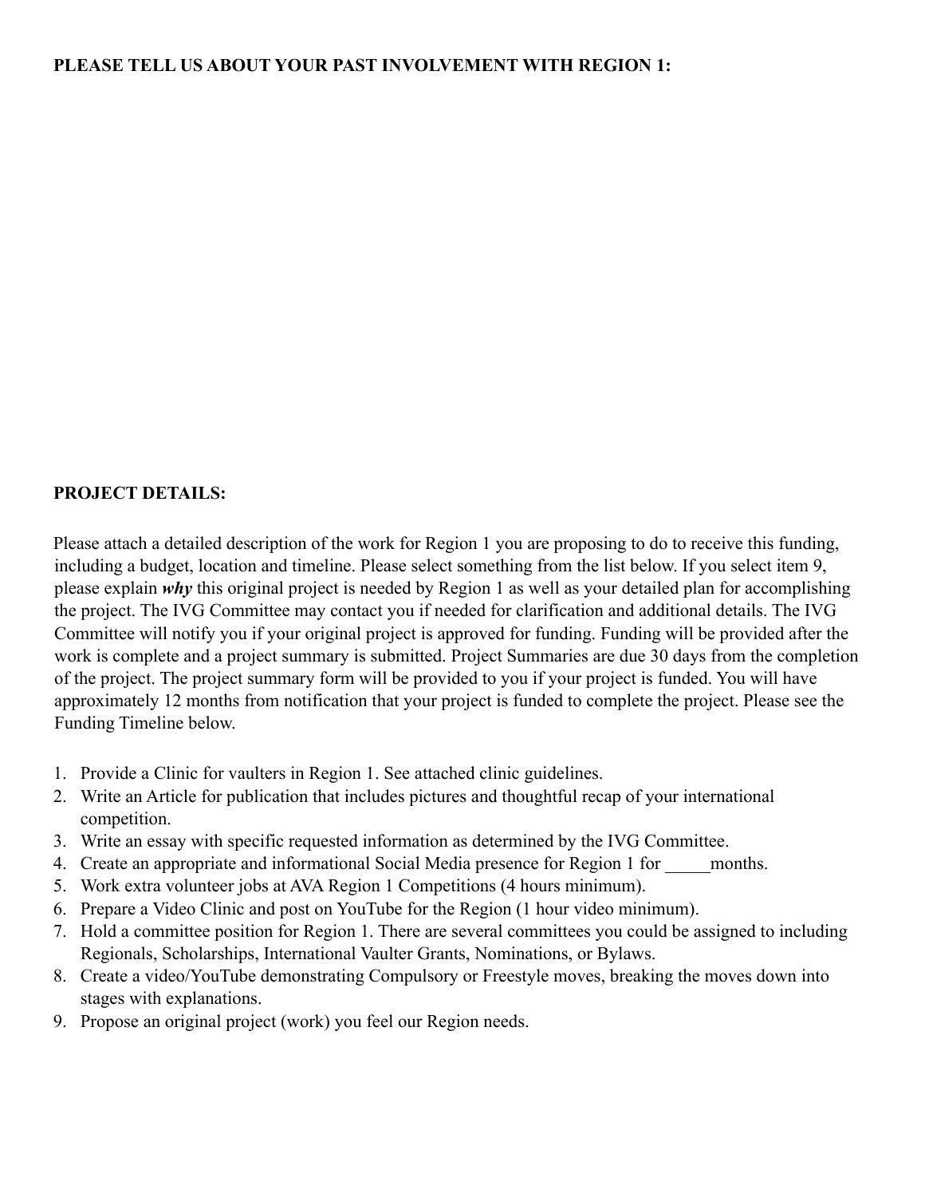**PLEASE TELL US ABOUT YOUR PAST INVOLVEMENT WITH REGION 1:**

**PROJECT DETAILS:**

Please attach a detailed description of the work for Region 1 you are proposing to do to receive this funding, including a budget, location and timeline. Please select something from the list below. If you select item 9, please explain ***why*** this original project is needed by Region 1 as well as your detailed plan for accomplishing the project. The IVG Committee may contact you if needed for clarification and additional details. The IVG Committee will notify you if your original project is approved for funding. Funding will be provided after the work is complete and a project summary is submitted. Project Summaries are due 30 days from the completion of the project. The project summary form will be provided to you if your project is funded. You will have approximately 12 months from notification that your project is funded to complete the project. Please see the Funding Timeline below.

1. Provide a Clinic for vaulters in Region 1. See attached clinic guidelines.
2. Write an Article for publication that includes pictures and thoughtful recap of your international competition.
3. Write an essay with specific requested information as determined by the IVG Committee.
4. Create an appropriate and informational Social Media presence for Region 1 for _____months.
5. Work extra volunteer jobs at AVA Region 1 Competitions (4 hours minimum).
6. Prepare a Video Clinic and post on YouTube for the Region (1 hour video minimum).
7. Hold a committee position for Region 1. There are several committees you could be assigned to including Regionals, Scholarships, International Vaulter Grants, Nominations, or Bylaws.
8. Create a video/YouTube demonstrating Compulsory or Freestyle moves, breaking the moves down into stages with explanations.
9. Propose an original project (work) you feel our Region needs.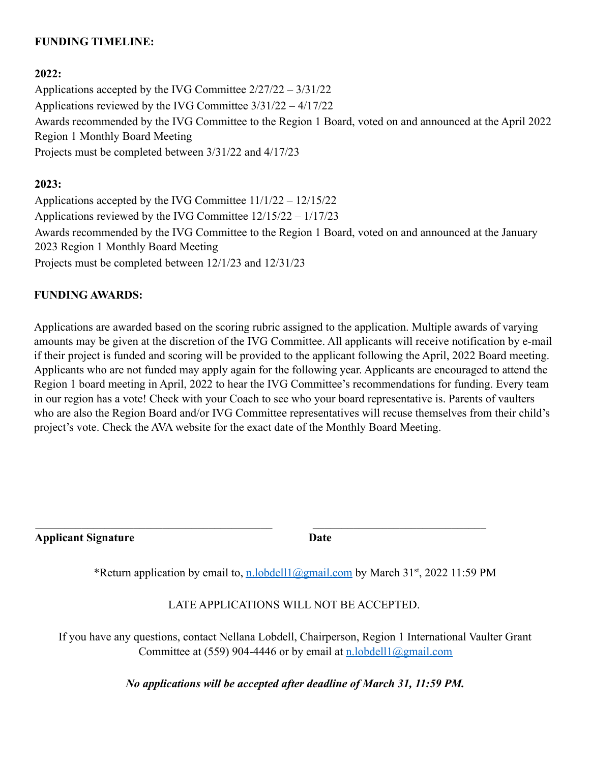**FUNDING TIMELINE:**

**2022:**

Applications accepted by the IVG Committee 2/27/22 – 3/31/22
Applications reviewed by the IVG Committee 3/31/22 – 4/17/22
Awards recommended by the IVG Committee to the Region 1 Board, voted on and announced at the April 2022 Region 1 Monthly Board Meeting
Projects must be completed between 3/31/22 and 4/17/23

**2023:**

Applications accepted by the IVG Committee 11/1/22 – 12/15/22
Applications reviewed by the IVG Committee 12/15/22 – 1/17/23
Awards recommended by the IVG Committee to the Region 1 Board, voted on and announced at the January 2023 Region 1 Monthly Board Meeting
Projects must be completed between 12/1/23 and 12/31/23

**FUNDING AWARDS:**

Applications are awarded based on the scoring rubric assigned to the application. Multiple awards of varying amounts may be given at the discretion of the IVG Committee. All applicants will receive notification by e-mail if their project is funded and scoring will be provided to the applicant following the April, 2022 Board meeting. Applicants who are not funded may apply again for the following year. Applicants are encouraged to attend the Region 1 board meeting in April, 2022 to hear the IVG Committee's recommendations for funding. Every team in our region has a vote! Check with your Coach to see who your board representative is. Parents of vaulters who are also the Region Board and/or IVG Committee representatives will recuse themselves from their child's project's vote. Check the AVA website for the exact date of the Monthly Board Meeting.

\_\_\_\_\_\_\_\_\_\_\_\_\_\_\_\_\_\_\_\_\_\_\_\_\_\_\_\_\_\_\_\_\_\_\_\_\_\_\_\_\_\_\_\_ \_\_\_\_\_\_\_\_\_\_\_\_\_\_\_\_\_\_\_\_\_\_\_\_\_\_\_\_\_\_\_\_

**Applicant Signature** **Date**

*Return application by email to, n.lobdell1@gmail.com by March 31st, 2022 11:59 PM

LATE APPLICATIONS WILL NOT BE ACCEPTED.

If you have any questions, contact Nellana Lobdell, Chairperson, Region 1 International Vaulter Grant Committee at (559) 904-4446 or by email at n.lobdell1@gmail.com

***No applications will be accepted after deadline of March 31, 11:59 PM.***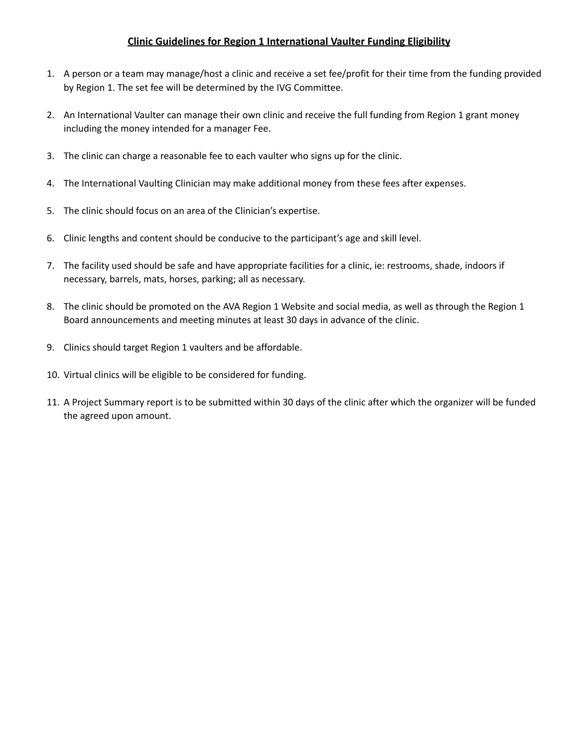## Clinic Guidelines for Region 1 International Vaulter Funding Eligibility

1. A person or a team may manage/host a clinic and receive a set fee/profit for their time from the funding provided by Region 1. The set fee will be determined by the IVG Committee.

2. An International Vaulter can manage their own clinic and receive the full funding from Region 1 grant money including the money intended for a manager Fee.

3. The clinic can charge a reasonable fee to each vaulter who signs up for the clinic.

4. The International Vaulting Clinician may make additional money from these fees after expenses.

5. The clinic should focus on an area of the Clinician's expertise.

6. Clinic lengths and content should be conducive to the participant's age and skill level.

7. The facility used should be safe and have appropriate facilities for a clinic, ie: restrooms, shade, indoors if necessary, barrels, mats, horses, parking; all as necessary.

8. The clinic should be promoted on the AVA Region 1 Website and social media, as well as through the Region 1 Board announcements and meeting minutes at least 30 days in advance of the clinic.

9. Clinics should target Region 1 vaulters and be affordable.

10. Virtual clinics will be eligible to be considered for funding.

11. A Project Summary report is to be submitted within 30 days of the clinic after which the organizer will be funded the agreed upon amount.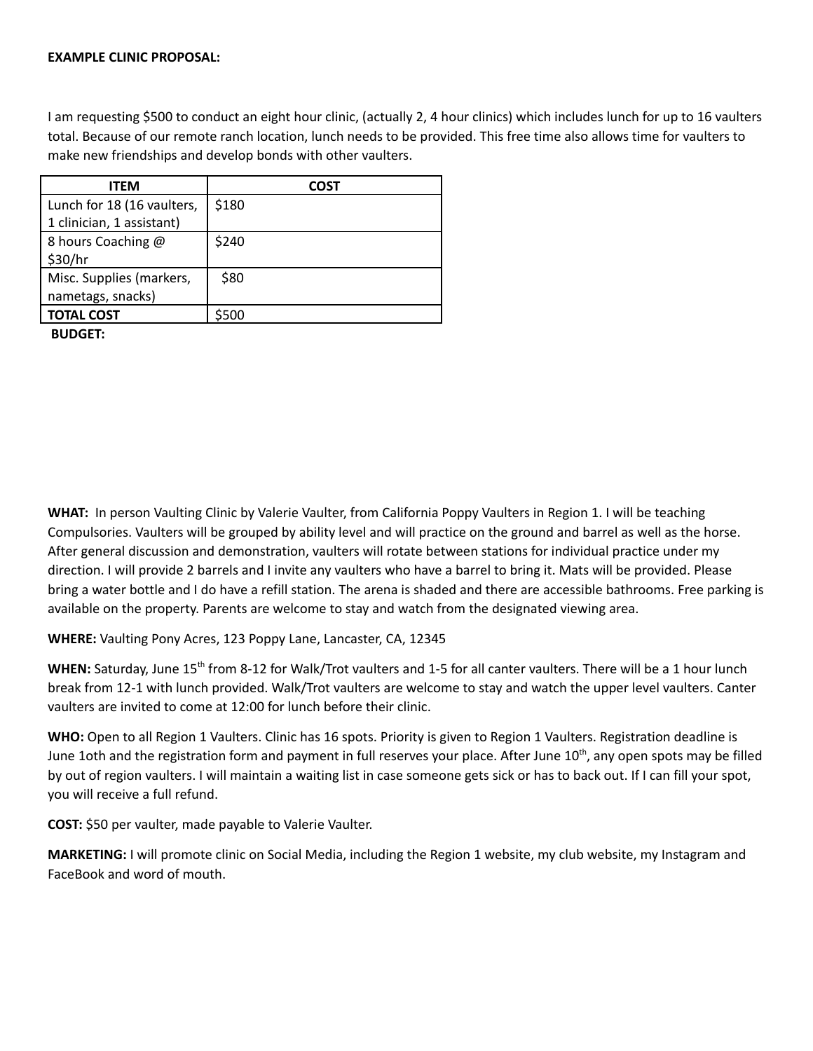**EXAMPLE CLINIC PROPOSAL:**

I am requesting $500 to conduct an eight hour clinic, (actually 2, 4 hour clinics) which includes lunch for up to 16 vaulters total. Because of our remote ranch location, lunch needs to be provided. This free time also allows time for vaulters to make new friendships and develop bonds with other vaulters.

| ITEM | COST |
|---|---|
| Lunch for 18 (16 vaulters, 1 clinician, 1 assistant) | $180 |
| 8 hours Coaching @ $30/hr | $240 |
| Misc. Supplies (markers, nametags, snacks) | $80 |
| **TOTAL COST** | $500 |

**BUDGET:**

**WHAT:** In person Vaulting Clinic by Valerie Vaulter, from California Poppy Vaulters in Region 1. I will be teaching Compulsories. Vaulters will be grouped by ability level and will practice on the ground and barrel as well as the horse. After general discussion and demonstration, vaulters will rotate between stations for individual practice under my direction. I will provide 2 barrels and I invite any vaulters who have a barrel to bring it. Mats will be provided. Please bring a water bottle and I do have a refill station. The arena is shaded and there are accessible bathrooms. Free parking is available on the property. Parents are welcome to stay and watch from the designated viewing area.

**WHERE:** Vaulting Pony Acres, 123 Poppy Lane, Lancaster, CA, 12345

**WHEN:** Saturday, June 15th from 8-12 for Walk/Trot vaulters and 1-5 for all canter vaulters. There will be a 1 hour lunch break from 12-1 with lunch provided. Walk/Trot vaulters are welcome to stay and watch the upper level vaulters. Canter vaulters are invited to come at 12:00 for lunch before their clinic.

**WHO:** Open to all Region 1 Vaulters. Clinic has 16 spots. Priority is given to Region 1 Vaulters. Registration deadline is June 1oth and the registration form and payment in full reserves your place. After June 10th, any open spots may be filled by out of region vaulters. I will maintain a waiting list in case someone gets sick or has to back out. If I can fill your spot, you will receive a full refund.

**COST:** $50 per vaulter, made payable to Valerie Vaulter.

**MARKETING:** I will promote clinic on Social Media, including the Region 1 website, my club website, my Instagram and FaceBook and word of mouth.